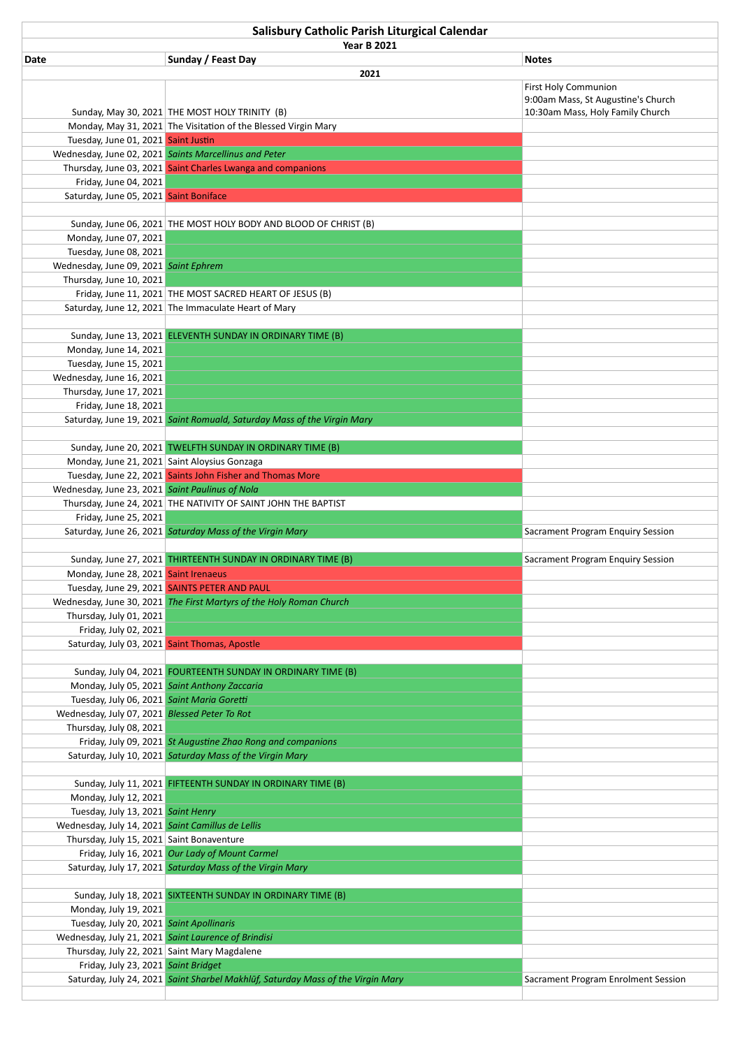# Salisbury Catholic Parish Liturgical Calendar

**Year B 2021**

| Date | Sunday / Feast Day | Notes |
|---|---|---|
| | **2021** | |
| Sunday, May 30, 2021 | THE MOST HOLY TRINITY (B) | First Holy Communion<br>9:00am Mass, St Augustine's Church<br>10:30am Mass, Holy Family Church |
| Monday, May 31, 2021 | The Visitation of the Blessed Virgin Mary | |
| Tuesday, June 01, 2021 | Saint Justin | |
| Wednesday, June 02, 2021 | *Saints Marcellinus and Peter* | |
| Thursday, June 03, 2021 | Saint Charles Lwanga and companions | |
| Friday, June 04, 2021 | | |
| Saturday, June 05, 2021 | Saint Boniface | |
| | | |
| Sunday, June 06, 2021 | THE MOST HOLY BODY AND BLOOD OF CHRIST (B) | |
| Monday, June 07, 2021 | | |
| Tuesday, June 08, 2021 | | |
| Wednesday, June 09, 2021 | *Saint Ephrem* | |
| Thursday, June 10, 2021 | | |
| Friday, June 11, 2021 | THE MOST SACRED HEART OF JESUS (B) | |
| Saturday, June 12, 2021 | The Immaculate Heart of Mary | |
| | | |
| Sunday, June 13, 2021 | ELEVENTH SUNDAY IN ORDINARY TIME (B) | |
| Monday, June 14, 2021 | | |
| Tuesday, June 15, 2021 | | |
| Wednesday, June 16, 2021 | | |
| Thursday, June 17, 2021 | | |
| Friday, June 18, 2021 | | |
| Saturday, June 19, 2021 | *Saint Romuald, Saturday Mass of the Virgin Mary* | |
| | | |
| Sunday, June 20, 2021 | TWELFTH SUNDAY IN ORDINARY TIME (B) | |
| Monday, June 21, 2021 | Saint Aloysius Gonzaga | |
| Tuesday, June 22, 2021 | Saints John Fisher and Thomas More | |
| Wednesday, June 23, 2021 | *Saint Paulinus of Nola* | |
| Thursday, June 24, 2021 | THE NATIVITY OF SAINT JOHN THE BAPTIST | |
| Friday, June 25, 2021 | | |
| Saturday, June 26, 2021 | *Saturday Mass of the Virgin Mary* | Sacrament Program Enquiry Session |
| | | |
| Sunday, June 27, 2021 | THIRTEENTH SUNDAY IN ORDINARY TIME (B) | Sacrament Program Enquiry Session |
| Monday, June 28, 2021 | Saint Irenaeus | |
| Tuesday, June 29, 2021 | SAINTS PETER AND PAUL | |
| Wednesday, June 30, 2021 | *The First Martyrs of the Holy Roman Church* | |
| Thursday, July 01, 2021 | | |
| Friday, July 02, 2021 | | |
| Saturday, July 03, 2021 | Saint Thomas, Apostle | |
| | | |
| Sunday, July 04, 2021 | FOURTEENTH SUNDAY IN ORDINARY TIME (B) | |
| Monday, July 05, 2021 | *Saint Anthony Zaccaria* | |
| Tuesday, July 06, 2021 | *Saint Maria Goretti* | |
| Wednesday, July 07, 2021 | *Blessed Peter To Rot* | |
| Thursday, July 08, 2021 | | |
| Friday, July 09, 2021 | *St Augustine Zhao Rong and companions* | |
| Saturday, July 10, 2021 | *Saturday Mass of the Virgin Mary* | |
| | | |
| Sunday, July 11, 2021 | FIFTEENTH SUNDAY IN ORDINARY TIME (B) | |
| Monday, July 12, 2021 | | |
| Tuesday, July 13, 2021 | *Saint Henry* | |
| Wednesday, July 14, 2021 | *Saint Camillus de Lellis* | |
| Thursday, July 15, 2021 | Saint Bonaventure | |
| Friday, July 16, 2021 | *Our Lady of Mount Carmel* | |
| Saturday, July 17, 2021 | *Saturday Mass of the Virgin Mary* | |
| | | |
| Sunday, July 18, 2021 | SIXTEENTH SUNDAY IN ORDINARY TIME (B) | |
| Monday, July 19, 2021 | | |
| Tuesday, July 20, 2021 | *Saint Apollinaris* | |
| Wednesday, July 21, 2021 | *Saint Laurence of Brindisi* | |
| Thursday, July 22, 2021 | Saint Mary Magdalene | |
| Friday, July 23, 2021 | *Saint Bridget* | |
| Saturday, July 24, 2021 | *Saint Sharbel Makhlūf, Saturday Mass of the Virgin Mary* | Sacrament Program Enrolment Session |
| | | |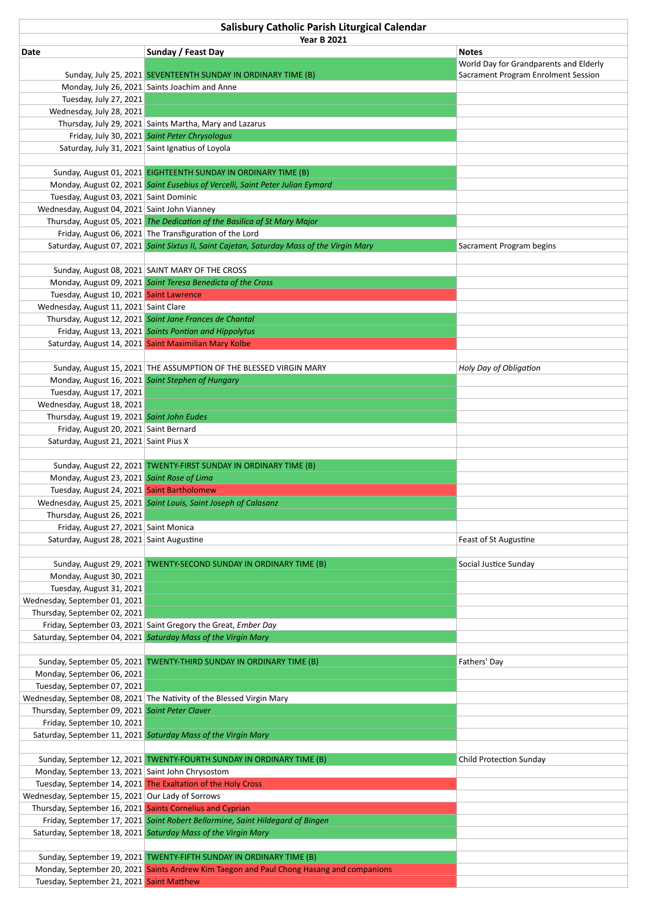# Salisbury Catholic Parish Liturgical Calendar

**Year B 2021**

| Date | Sunday / Feast Day | Notes |
|---|---|---|
| Sunday, July 25, 2021 | SEVENTEENTH SUNDAY IN ORDINARY TIME (B) | World Day for Grandparents and Elderly<br>Sacrament Program Enrolment Session |
| Monday, July 26, 2021 | Saints Joachim and Anne | |
| Tuesday, July 27, 2021 | | |
| Wednesday, July 28, 2021 | | |
| Thursday, July 29, 2021 | Saints Martha, Mary and Lazarus | |
| Friday, July 30, 2021 | *Saint Peter Chrysologus* | |
| Saturday, July 31, 2021 | Saint Ignatius of Loyola | |
| | | |
| Sunday, August 01, 2021 | EIGHTEENTH SUNDAY IN ORDINARY TIME (B) | |
| Monday, August 02, 2021 | *Saint Eusebius of Vercelli, Saint Peter Julian Eymard* | |
| Tuesday, August 03, 2021 | Saint Dominic | |
| Wednesday, August 04, 2021 | Saint John Vianney | |
| Thursday, August 05, 2021 | *The Dedication of the Basilica of St Mary Major* | |
| Friday, August 06, 2021 | The Transfiguration of the Lord | |
| Saturday, August 07, 2021 | *Saint Sixtus II, Saint Cajetan, Saturday Mass of the Virgin Mary* | Sacrament Program begins |
| | | |
| Sunday, August 08, 2021 | SAINT MARY OF THE CROSS | |
| Monday, August 09, 2021 | *Saint Teresa Benedicta of the Cross* | |
| Tuesday, August 10, 2021 | Saint Lawrence | |
| Wednesday, August 11, 2021 | Saint Clare | |
| Thursday, August 12, 2021 | *Saint Jane Frances de Chantal* | |
| Friday, August 13, 2021 | *Saints Pontian and Hippolytus* | |
| Saturday, August 14, 2021 | Saint Maximilian Mary Kolbe | |
| | | |
| Sunday, August 15, 2021 | THE ASSUMPTION OF THE BLESSED VIRGIN MARY | *Holy Day of Obligation* |
| Monday, August 16, 2021 | *Saint Stephen of Hungary* | |
| Tuesday, August 17, 2021 | | |
| Wednesday, August 18, 2021 | | |
| Thursday, August 19, 2021 | *Saint John Eudes* | |
| Friday, August 20, 2021 | Saint Bernard | |
| Saturday, August 21, 2021 | Saint Pius X | |
| | | |
| Sunday, August 22, 2021 | TWENTY-FIRST SUNDAY IN ORDINARY TIME (B) | |
| Monday, August 23, 2021 | *Saint Rose of Lima* | |
| Tuesday, August 24, 2021 | Saint Bartholomew | |
| Wednesday, August 25, 2021 | *Saint Louis, Saint Joseph of Calasanz* | |
| Thursday, August 26, 2021 | | |
| Friday, August 27, 2021 | Saint Monica | |
| Saturday, August 28, 2021 | Saint Augustine | Feast of St Augustine |
| | | |
| Sunday, August 29, 2021 | TWENTY-SECOND SUNDAY IN ORDINARY TIME (B) | Social Justice Sunday |
| Monday, August 30, 2021 | | |
| Tuesday, August 31, 2021 | | |
| Wednesday, September 01, 2021 | | |
| Thursday, September 02, 2021 | | |
| Friday, September 03, 2021 | Saint Gregory the Great, *Ember Day* | |
| Saturday, September 04, 2021 | *Saturday Mass of the Virgin Mary* | |
| | | |
| Sunday, September 05, 2021 | TWENTY-THIRD SUNDAY IN ORDINARY TIME (B) | Fathers' Day |
| Monday, September 06, 2021 | | |
| Tuesday, September 07, 2021 | | |
| Wednesday, September 08, 2021 | The Nativity of the Blessed Virgin Mary | |
| Thursday, September 09, 2021 | *Saint Peter Claver* | |
| Friday, September 10, 2021 | | |
| Saturday, September 11, 2021 | *Saturday Mass of the Virgin Mary* | |
| | | |
| Sunday, September 12, 2021 | TWENTY-FOURTH SUNDAY IN ORDINARY TIME (B) | Child Protection Sunday |
| Monday, September 13, 2021 | Saint John Chrysostom | |
| Tuesday, September 14, 2021 | The Exaltation of the Holy Cross | |
| Wednesday, September 15, 2021 | Our Lady of Sorrows | |
| Thursday, September 16, 2021 | Saints Cornelius and Cyprian | |
| Friday, September 17, 2021 | *Saint Robert Bellarmine, Saint Hildegard of Bingen* | |
| Saturday, September 18, 2021 | *Saturday Mass of the Virgin Mary* | |
| | | |
| Sunday, September 19, 2021 | TWENTY-FIFTH SUNDAY IN ORDINARY TIME (B) | |
| Monday, September 20, 2021 | Saints Andrew Kim Taegon and Paul Chong Hasang and companions | |
| Tuesday, September 21, 2021 | Saint Matthew | |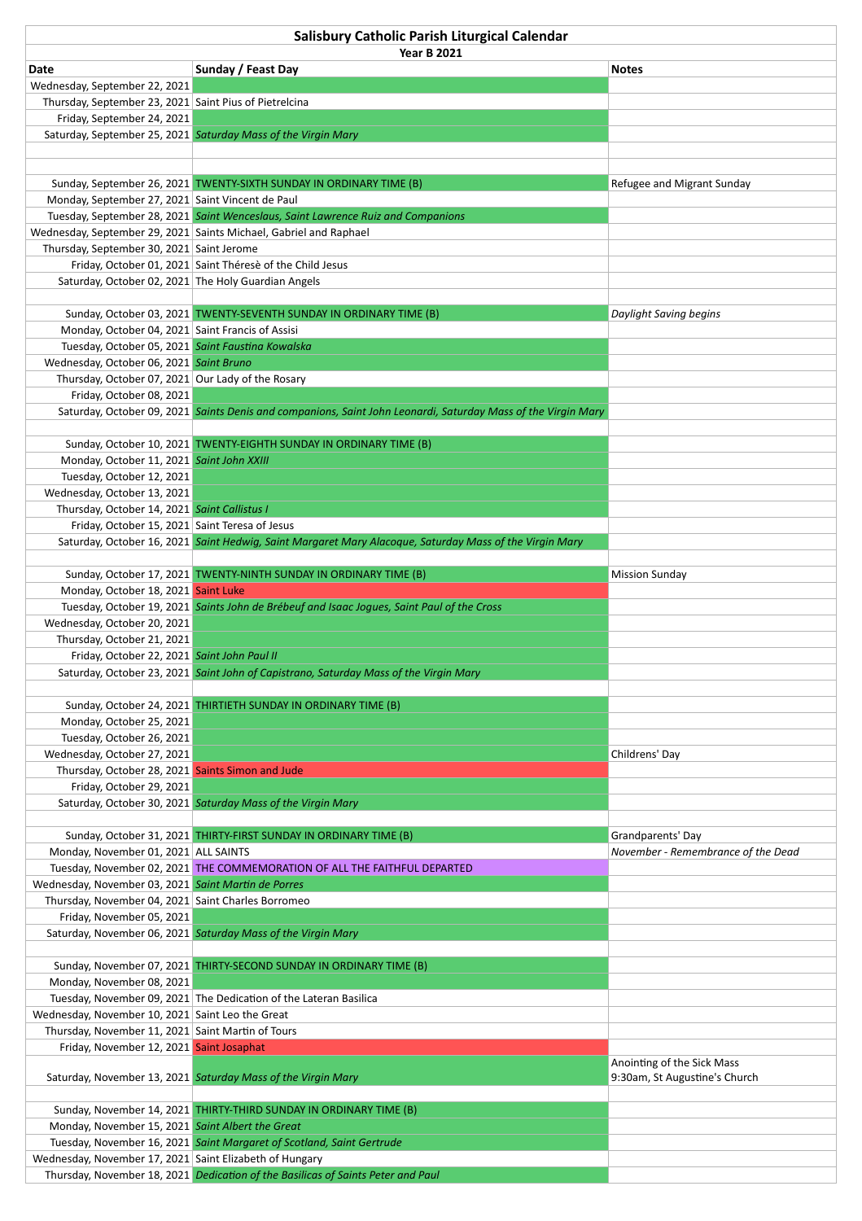# Salisbury Catholic Parish Liturgical Calendar

## Year B 2021

| Date | Sunday / Feast Day | Notes |
|---|---|---|
| Wednesday, September 22, 2021 | | |
| Thursday, September 23, 2021 | Saint Pius of Pietrelcina | |
| Friday, September 24, 2021 | | |
| Saturday, September 25, 2021 | *Saturday Mass of the Virgin Mary* | |
| | | |
| | | |
| Sunday, September 26, 2021 | TWENTY-SIXTH SUNDAY IN ORDINARY TIME (B) | Refugee and Migrant Sunday |
| Monday, September 27, 2021 | Saint Vincent de Paul | |
| Tuesday, September 28, 2021 | *Saint Wenceslaus, Saint Lawrence Ruiz and Companions* | |
| Wednesday, September 29, 2021 | Saints Michael, Gabriel and Raphael | |
| Thursday, September 30, 2021 | Saint Jerome | |
| Friday, October 01, 2021 | Saint Thérésè of the Child Jesus | |
| Saturday, October 02, 2021 | The Holy Guardian Angels | |
| | | |
| Sunday, October 03, 2021 | TWENTY-SEVENTH SUNDAY IN ORDINARY TIME (B) | *Daylight Saving begins* |
| Monday, October 04, 2021 | Saint Francis of Assisi | |
| Tuesday, October 05, 2021 | *Saint Faustina Kowalska* | |
| Wednesday, October 06, 2021 | *Saint Bruno* | |
| Thursday, October 07, 2021 | Our Lady of the Rosary | |
| Friday, October 08, 2021 | | |
| Saturday, October 09, 2021 | *Saints Denis and companions, Saint John Leonardi, Saturday Mass of the Virgin Mary* | |
| | | |
| Sunday, October 10, 2021 | TWENTY-EIGHTH SUNDAY IN ORDINARY TIME (B) | |
| Monday, October 11, 2021 | *Saint John XXIII* | |
| Tuesday, October 12, 2021 | | |
| Wednesday, October 13, 2021 | | |
| Thursday, October 14, 2021 | *Saint Callistus I* | |
| Friday, October 15, 2021 | Saint Teresa of Jesus | |
| Saturday, October 16, 2021 | *Saint Hedwig, Saint Margaret Mary Alacoque, Saturday Mass of the Virgin Mary* | |
| | | |
| Sunday, October 17, 2021 | TWENTY-NINTH SUNDAY IN ORDINARY TIME (B) | Mission Sunday |
| Monday, October 18, 2021 | Saint Luke | |
| Tuesday, October 19, 2021 | *Saints John de Brébeuf and Isaac Jogues, Saint Paul of the Cross* | |
| Wednesday, October 20, 2021 | | |
| Thursday, October 21, 2021 | | |
| Friday, October 22, 2021 | *Saint John Paul II* | |
| Saturday, October 23, 2021 | *Saint John of Capistrano, Saturday Mass of the Virgin Mary* | |
| | | |
| Sunday, October 24, 2021 | THIRTIETH SUNDAY IN ORDINARY TIME (B) | |
| Monday, October 25, 2021 | | |
| Tuesday, October 26, 2021 | | |
| Wednesday, October 27, 2021 | | Childrens' Day |
| Thursday, October 28, 2021 | Saints Simon and Jude | |
| Friday, October 29, 2021 | | |
| Saturday, October 30, 2021 | *Saturday Mass of the Virgin Mary* | |
| | | |
| Sunday, October 31, 2021 | THIRTY-FIRST SUNDAY IN ORDINARY TIME (B) | Grandparents' Day |
| Monday, November 01, 2021 | ALL SAINTS | *November - Remembrance of the Dead* |
| Tuesday, November 02, 2021 | THE COMMEMORATION OF ALL THE FAITHFUL DEPARTED | |
| Wednesday, November 03, 2021 | *Saint Martin de Porres* | |
| Thursday, November 04, 2021 | Saint Charles Borromeo | |
| Friday, November 05, 2021 | | |
| Saturday, November 06, 2021 | *Saturday Mass of the Virgin Mary* | |
| | | |
| Sunday, November 07, 2021 | THIRTY-SECOND SUNDAY IN ORDINARY TIME (B) | |
| Monday, November 08, 2021 | | |
| Tuesday, November 09, 2021 | The Dedication of the Lateran Basilica | |
| Wednesday, November 10, 2021 | Saint Leo the Great | |
| Thursday, November 11, 2021 | Saint Martin of Tours | |
| Friday, November 12, 2021 | Saint Josaphat | |
| Saturday, November 13, 2021 | *Saturday Mass of the Virgin Mary* | Anointing of the Sick Mass 9:30am, St Augustine's Church |
| | | |
| Sunday, November 14, 2021 | THIRTY-THIRD SUNDAY IN ORDINARY TIME (B) | |
| Monday, November 15, 2021 | *Saint Albert the Great* | |
| Tuesday, November 16, 2021 | *Saint Margaret of Scotland, Saint Gertrude* | |
| Wednesday, November 17, 2021 | Saint Elizabeth of Hungary | |
| Thursday, November 18, 2021 | *Dedication of the Basilicas of Saints Peter and Paul* | |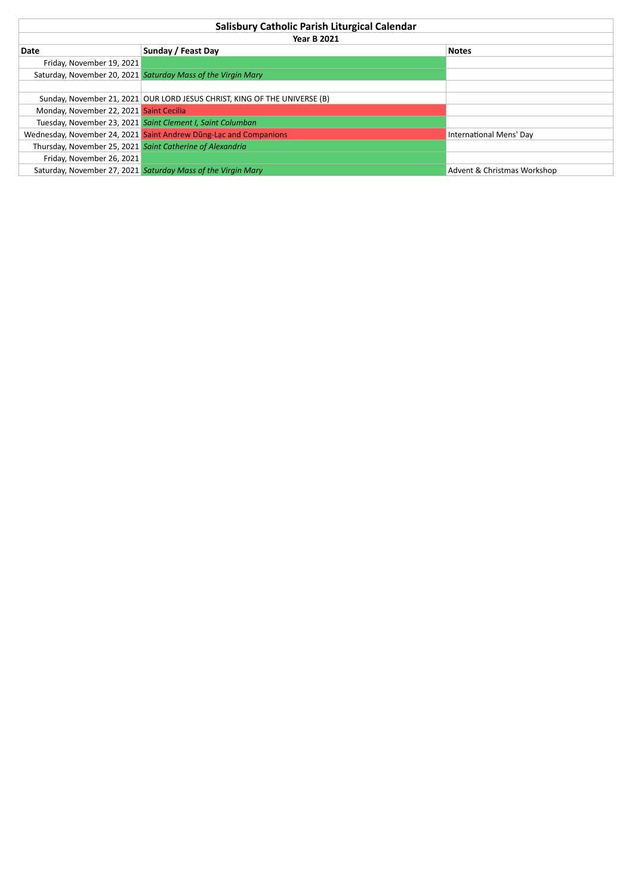# Salisbury Catholic Parish Liturgical Calendar

## Year B 2021

| Date | Sunday / Feast Day | Notes |
|---|---|---|
| Friday, November 19, 2021 | | |
| Saturday, November 20, 2021 | *Saturday Mass of the Virgin Mary* | |
| | | |
| Sunday, November 21, 2021 | OUR LORD JESUS CHRIST, KING OF THE UNIVERSE (B) | |
| Monday, November 22, 2021 | Saint Cecilia | |
| Tuesday, November 23, 2021 | *Saint Clement I, Saint Columban* | |
| Wednesday, November 24, 2021 | Saint Andrew Dũng-Lạc and Companions | International Mens' Day |
| Thursday, November 25, 2021 | *Saint Catherine of Alexandria* | |
| Friday, November 26, 2021 | | |
| Saturday, November 27, 2021 | *Saturday Mass of the Virgin Mary* | Advent & Christmas Workshop |